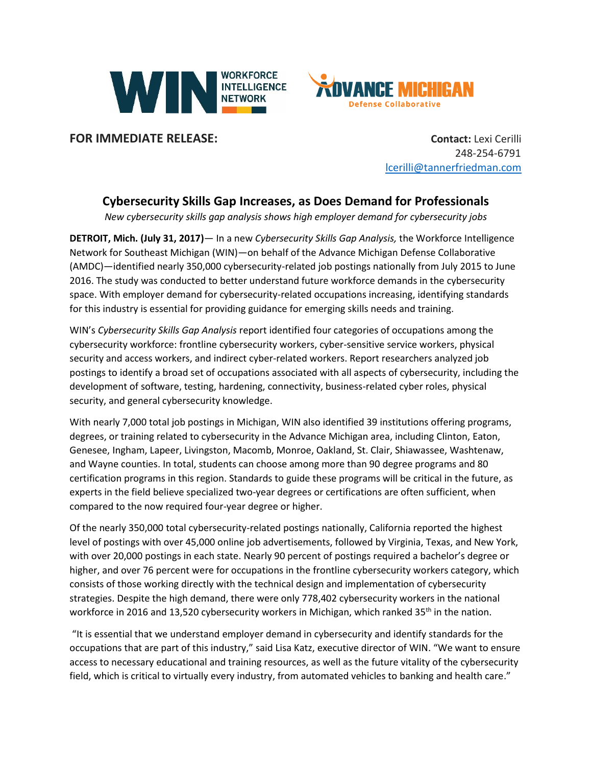WIN WORKFORCE INTELLIGENCE NETWORK

ADVANCE MICHIGAN Defense Collaborative

**FOR IMMEDIATE RELEASE:**

**Contact:** Lexi Cerilli
248-254-6791
lcerilli@tannerfriedman.com

## Cybersecurity Skills Gap Increases, as Does Demand for Professionals

*New cybersecurity skills gap analysis shows high employer demand for cybersecurity jobs*

**DETROIT, Mich. (July 31, 2017)**— In a new *Cybersecurity Skills Gap Analysis,* the Workforce Intelligence Network for Southeast Michigan (WIN)—on behalf of the Advance Michigan Defense Collaborative (AMDC)—identified nearly 350,000 cybersecurity-related job postings nationally from July 2015 to June 2016. The study was conducted to better understand future workforce demands in the cybersecurity space. With employer demand for cybersecurity-related occupations increasing, identifying standards for this industry is essential for providing guidance for emerging skills needs and training.

WIN's *Cybersecurity Skills Gap Analysis* report identified four categories of occupations among the cybersecurity workforce: frontline cybersecurity workers, cyber-sensitive service workers, physical security and access workers, and indirect cyber-related workers. Report researchers analyzed job postings to identify a broad set of occupations associated with all aspects of cybersecurity, including the development of software, testing, hardening, connectivity, business-related cyber roles, physical security, and general cybersecurity knowledge.

With nearly 7,000 total job postings in Michigan, WIN also identified 39 institutions offering programs, degrees, or training related to cybersecurity in the Advance Michigan area, including Clinton, Eaton, Genesee, Ingham, Lapeer, Livingston, Macomb, Monroe, Oakland, St. Clair, Shiawassee, Washtenaw, and Wayne counties. In total, students can choose among more than 90 degree programs and 80 certification programs in this region. Standards to guide these programs will be critical in the future, as experts in the field believe specialized two-year degrees or certifications are often sufficient, when compared to the now required four-year degree or higher.

Of the nearly 350,000 total cybersecurity-related postings nationally, California reported the highest level of postings with over 45,000 online job advertisements, followed by Virginia, Texas, and New York, with over 20,000 postings in each state. Nearly 90 percent of postings required a bachelor's degree or higher, and over 76 percent were for occupations in the frontline cybersecurity workers category, which consists of those working directly with the technical design and implementation of cybersecurity strategies. Despite the high demand, there were only 778,402 cybersecurity workers in the national workforce in 2016 and 13,520 cybersecurity workers in Michigan, which ranked 35th in the nation.

"It is essential that we understand employer demand in cybersecurity and identify standards for the occupations that are part of this industry," said Lisa Katz, executive director of WIN. "We want to ensure access to necessary educational and training resources, as well as the future vitality of the cybersecurity field, which is critical to virtually every industry, from automated vehicles to banking and health care."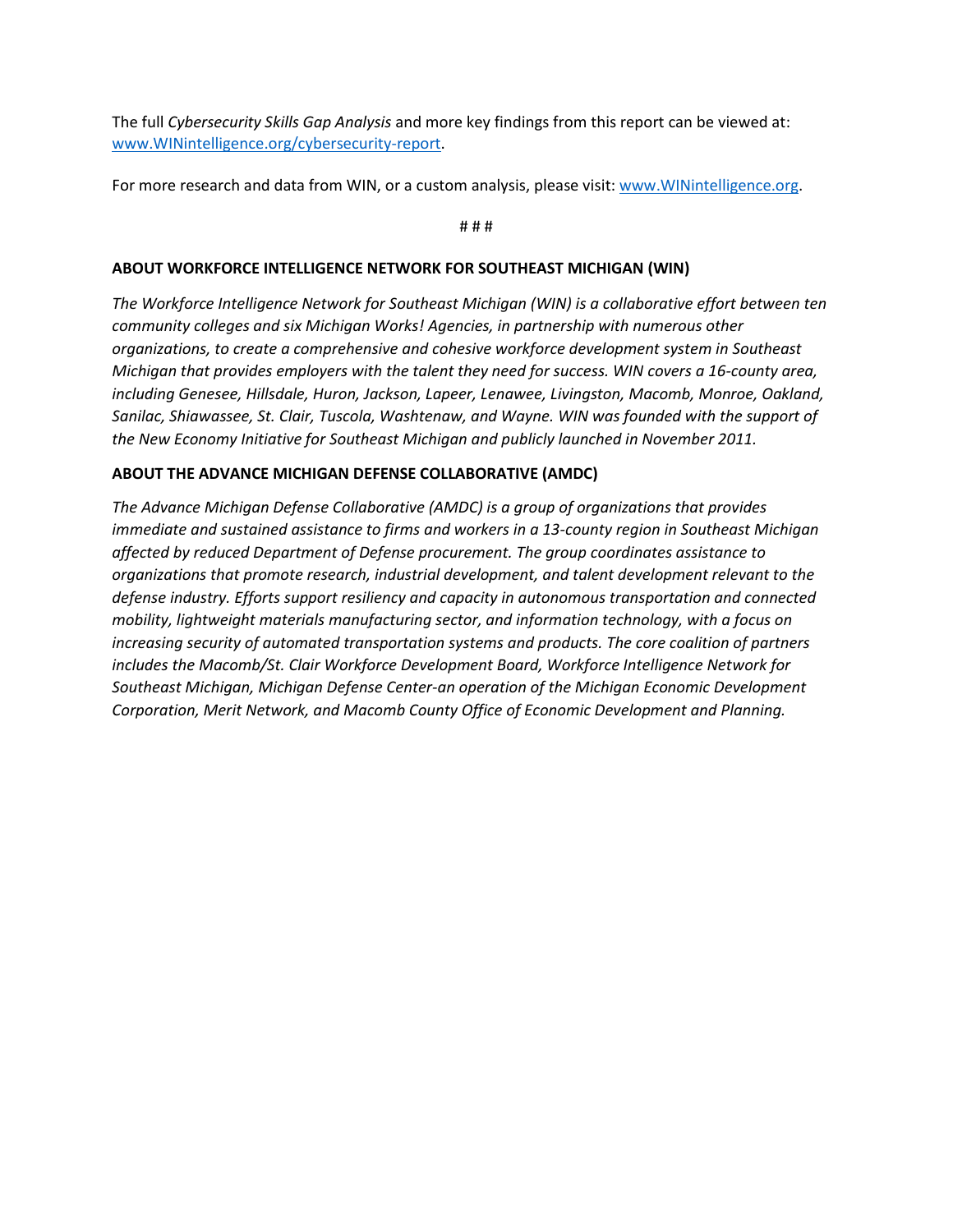The full *Cybersecurity Skills Gap Analysis* and more key findings from this report can be viewed at: [www.WINintelligence.org/cybersecurity-report](http://www.WINintelligence.org/cybersecurity-report).

For more research and data from WIN, or a custom analysis, please visit: [www.WINintelligence.org](http://www.WINintelligence.org).

# # #

**ABOUT WORKFORCE INTELLIGENCE NETWORK FOR SOUTHEAST MICHIGAN (WIN)**

*The Workforce Intelligence Network for Southeast Michigan (WIN) is a collaborative effort between ten community colleges and six Michigan Works! Agencies, in partnership with numerous other organizations, to create a comprehensive and cohesive workforce development system in Southeast Michigan that provides employers with the talent they need for success. WIN covers a 16-county area, including Genesee, Hillsdale, Huron, Jackson, Lapeer, Lenawee, Livingston, Macomb, Monroe, Oakland, Sanilac, Shiawassee, St. Clair, Tuscola, Washtenaw, and Wayne. WIN was founded with the support of the New Economy Initiative for Southeast Michigan and publicly launched in November 2011.*

**ABOUT THE ADVANCE MICHIGAN DEFENSE COLLABORATIVE (AMDC)**

*The Advance Michigan Defense Collaborative (AMDC) is a group of organizations that provides immediate and sustained assistance to firms and workers in a 13-county region in Southeast Michigan affected by reduced Department of Defense procurement. The group coordinates assistance to organizations that promote research, industrial development, and talent development relevant to the defense industry. Efforts support resiliency and capacity in autonomous transportation and connected mobility, lightweight materials manufacturing sector, and information technology, with a focus on increasing security of automated transportation systems and products. The core coalition of partners includes the Macomb/St. Clair Workforce Development Board, Workforce Intelligence Network for Southeast Michigan, Michigan Defense Center-an operation of the Michigan Economic Development Corporation, Merit Network, and Macomb County Office of Economic Development and Planning.*